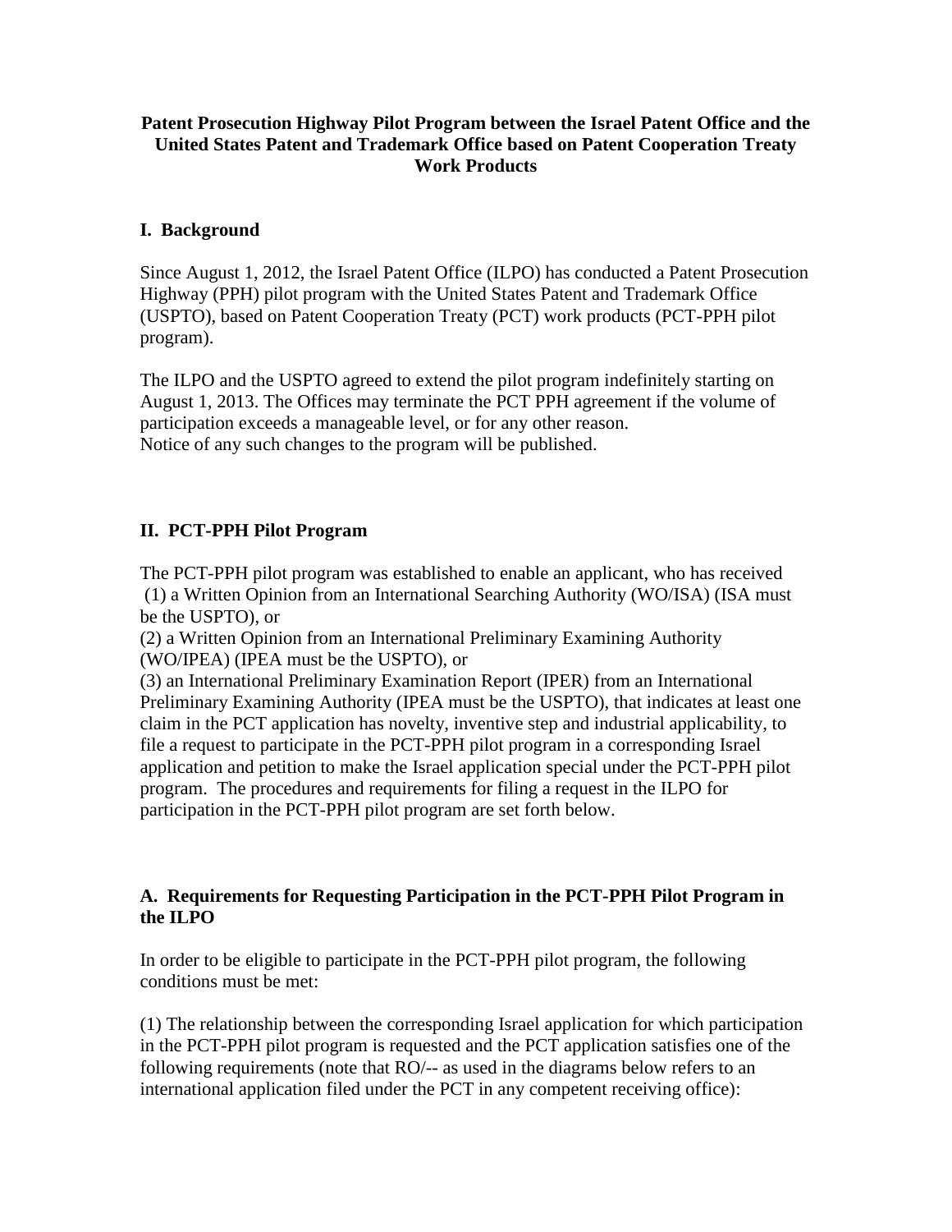**Patent Prosecution Highway Pilot Program between the Israel Patent Office and the United States Patent and Trademark Office based on Patent Cooperation Treaty Work Products**

## I. Background

Since August 1, 2012, the Israel Patent Office (ILPO) has conducted a Patent Prosecution Highway (PPH) pilot program with the United States Patent and Trademark Office (USPTO), based on Patent Cooperation Treaty (PCT) work products (PCT-PPH pilot program).

The ILPO and the USPTO agreed to extend the pilot program indefinitely starting on August 1, 2013. The Offices may terminate the PCT PPH agreement if the volume of participation exceeds a manageable level, or for any other reason.
Notice of any such changes to the program will be published.

## II. PCT-PPH Pilot Program

The PCT-PPH pilot program was established to enable an applicant, who has received
(1) a Written Opinion from an International Searching Authority (WO/ISA) (ISA must be the USPTO), or
(2) a Written Opinion from an International Preliminary Examining Authority (WO/IPEA) (IPEA must be the USPTO), or
(3) an International Preliminary Examination Report (IPER) from an International Preliminary Examining Authority (IPEA must be the USPTO), that indicates at least one claim in the PCT application has novelty, inventive step and industrial applicability, to file a request to participate in the PCT-PPH pilot program in a corresponding Israel application and petition to make the Israel application special under the PCT-PPH pilot program. The procedures and requirements for filing a request in the ILPO for participation in the PCT-PPH pilot program are set forth below.

### A. Requirements for Requesting Participation in the PCT-PPH Pilot Program in the ILPO

In order to be eligible to participate in the PCT-PPH pilot program, the following conditions must be met:

(1) The relationship between the corresponding Israel application for which participation in the PCT-PPH pilot program is requested and the PCT application satisfies one of the following requirements (note that RO/-- as used in the diagrams below refers to an international application filed under the PCT in any competent receiving office):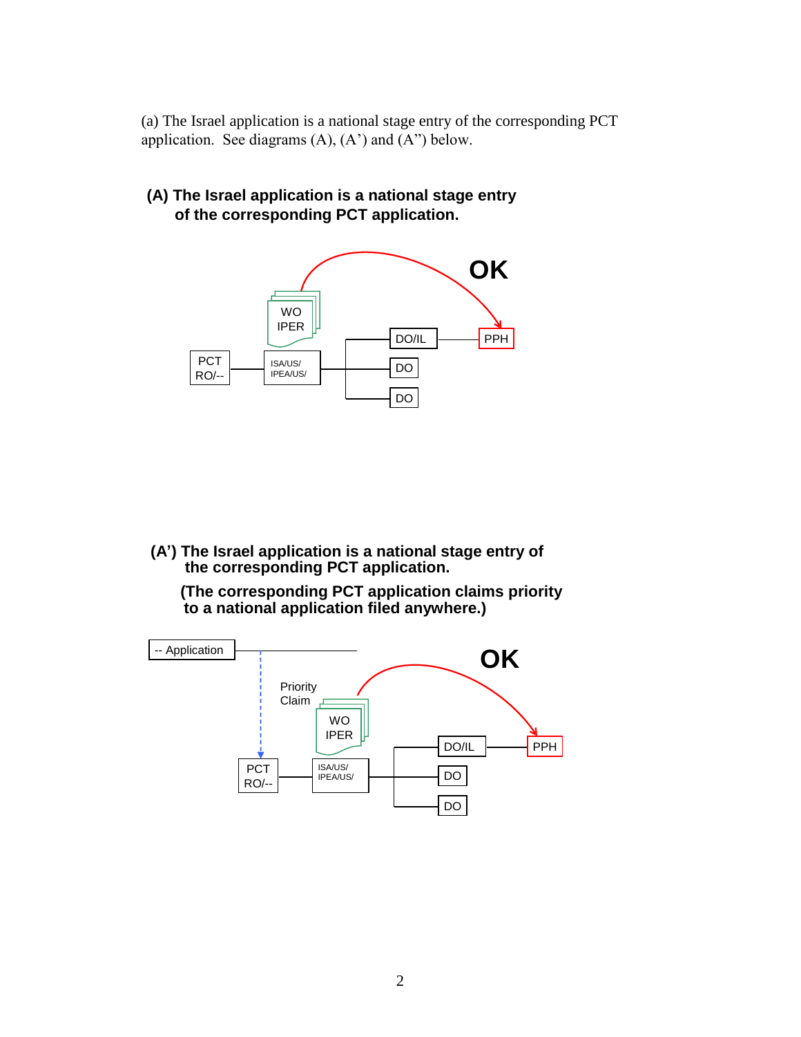(a) The Israel application is a national stage entry of the corresponding PCT application. See diagrams (A), (A') and (A") below.

**(A) The Israel application is a national stage entry of the corresponding PCT application.**

OK

WO IPER

PCT RO/--

ISA/US/ IPEA/US/

DO/IL

PPH

DO

DO

**(A') The Israel application is a national stage entry of the corresponding PCT application.**

**(The corresponding PCT application claims priority to a national application filed anywhere.)**

-- Application

Priority Claim

OK

WO IPER

PCT RO/--

ISA/US/ IPEA/US/

DO/IL

PPH

DO

DO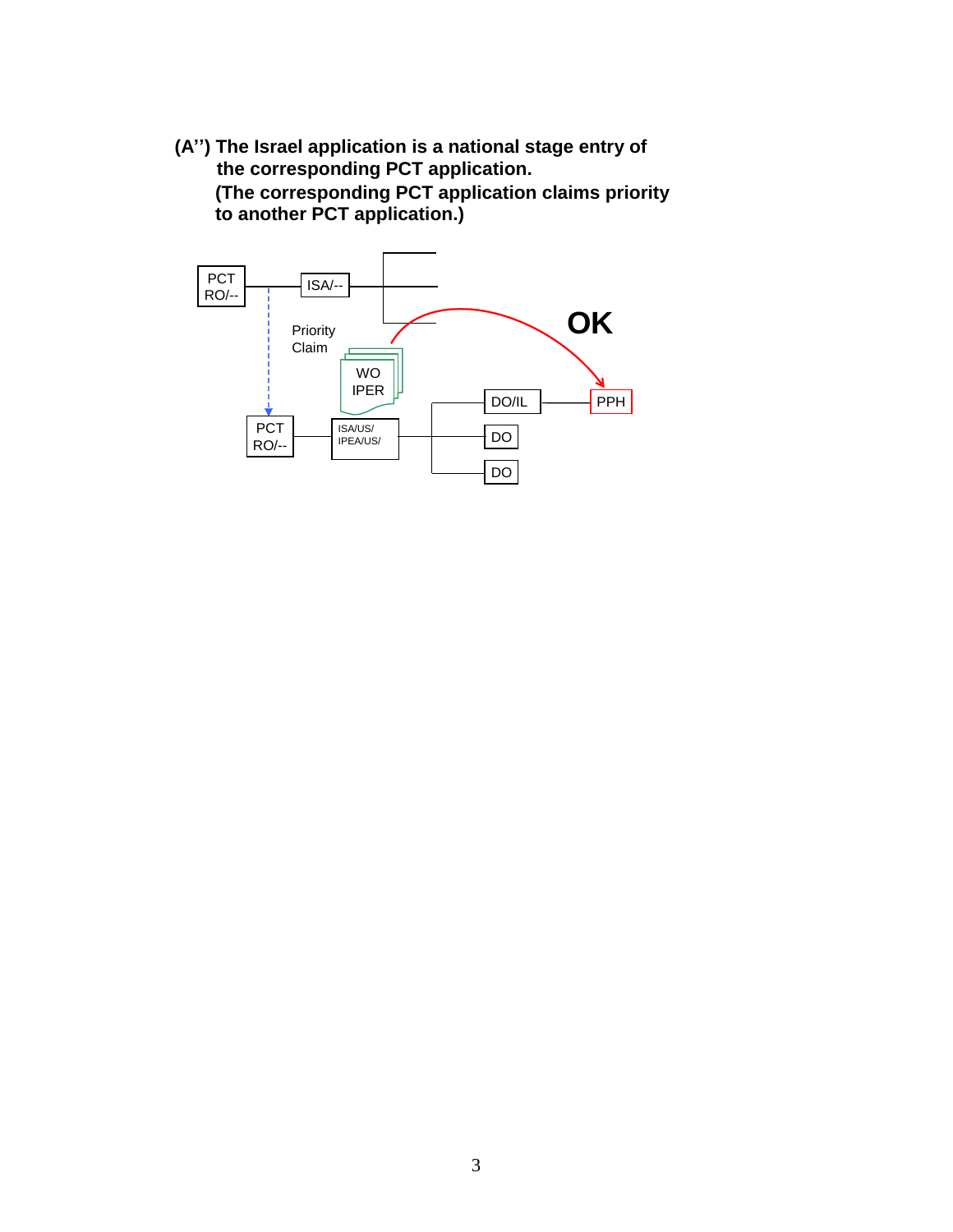**(A'') The Israel application is a national stage entry of the corresponding PCT application.
(The corresponding PCT application claims priority to another PCT application.)**

PCT RO/--

ISA/--

Priority Claim

WO IPER

OK

PCT RO/--

ISA/US/ IPEA/US/

DO/IL

PPH

DO

DO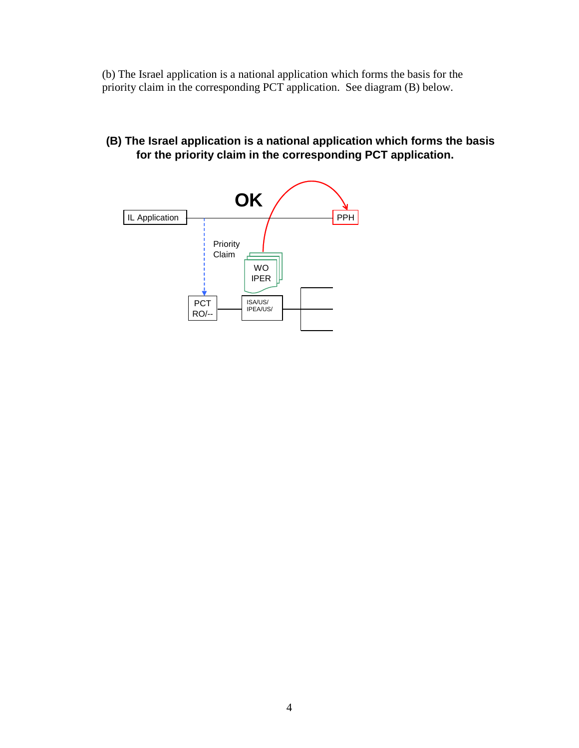(b) The Israel application is a national application which forms the basis for the priority claim in the corresponding PCT application. See diagram (B) below.

**(B) The Israel application is a national application which forms the basis for the priority claim in the corresponding PCT application.**

OK

IL Application

PPH

Priority Claim

WO IPER

PCT RO/--

ISA/US/ IPEA/US/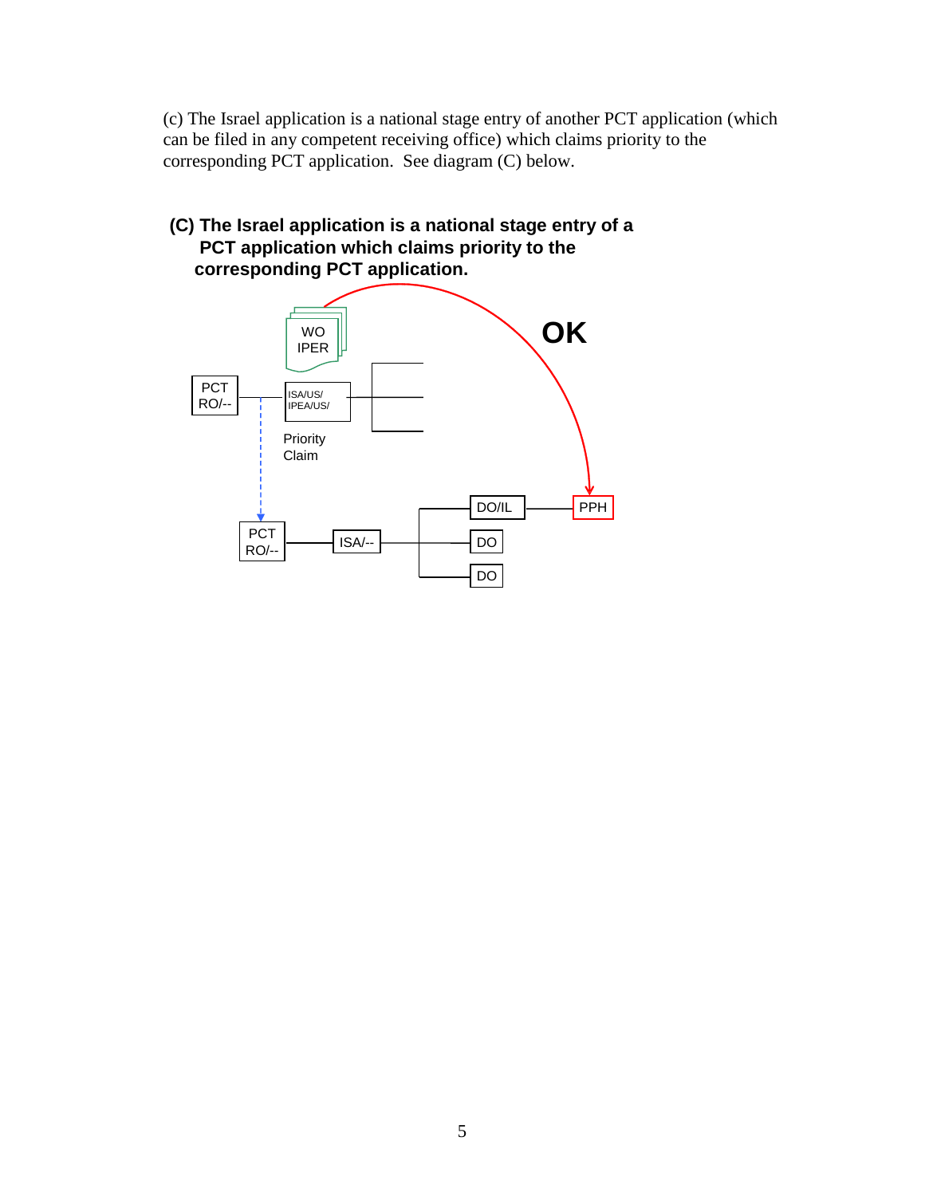(c) The Israel application is a national stage entry of another PCT application (which can be filed in any competent receiving office) which claims priority to the corresponding PCT application. See diagram (C) below.

**(C) The Israel application is a national stage entry of a PCT application which claims priority to the corresponding PCT application.**

OK

WO IPER

PCT RO/--

ISA/US/ IPEA/US/

Priority Claim

DO/IL

PPH

PCT RO/--

ISA/--

DO

DO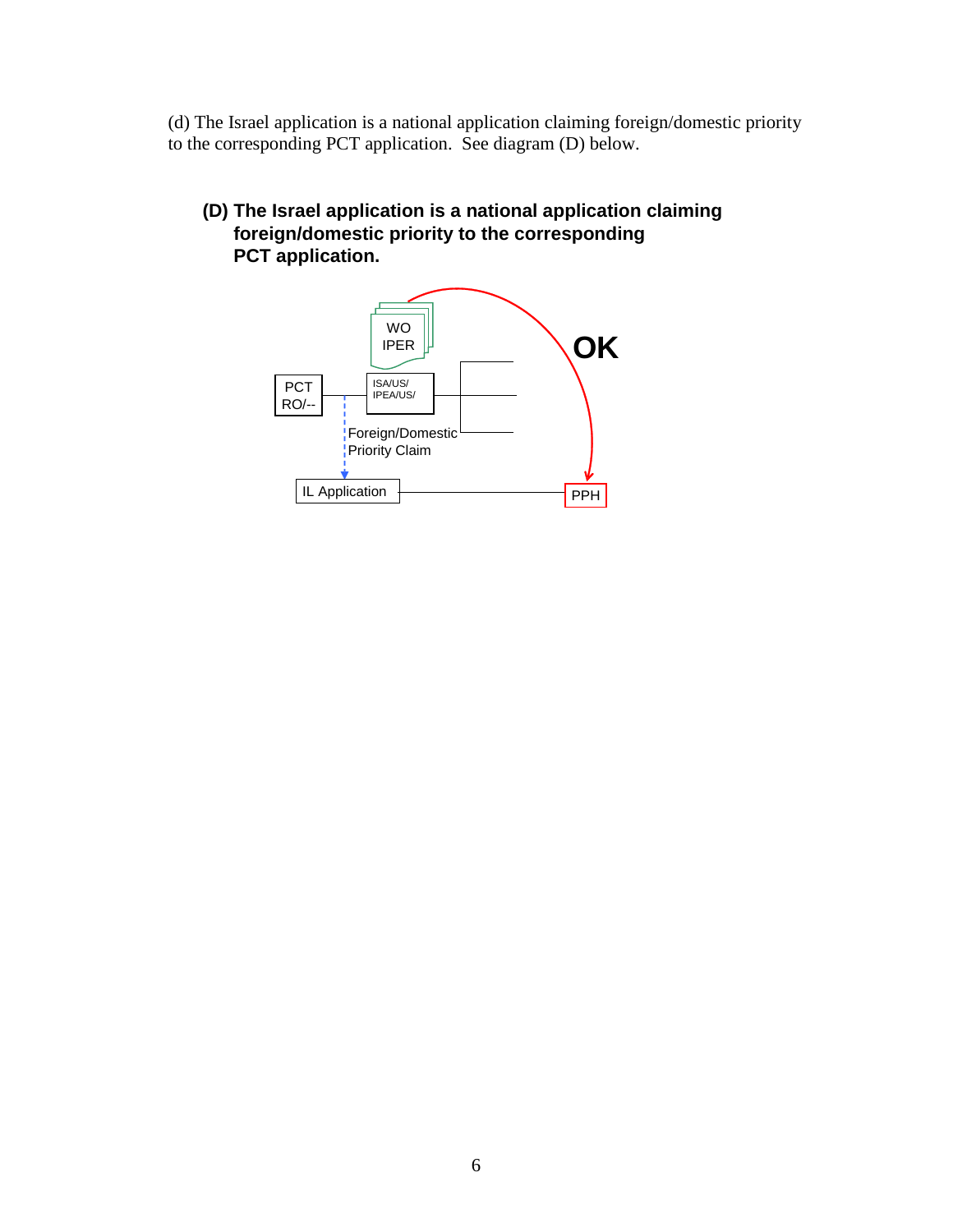(d) The Israel application is a national application claiming foreign/domestic priority to the corresponding PCT application. See diagram (D) below.

**(D) The Israel application is a national application claiming foreign/domestic priority to the corresponding PCT application.**

WO IPER

OK

PCT RO/--

ISA/US/ IPEA/US/

Foreign/Domestic Priority Claim

IL Application

PPH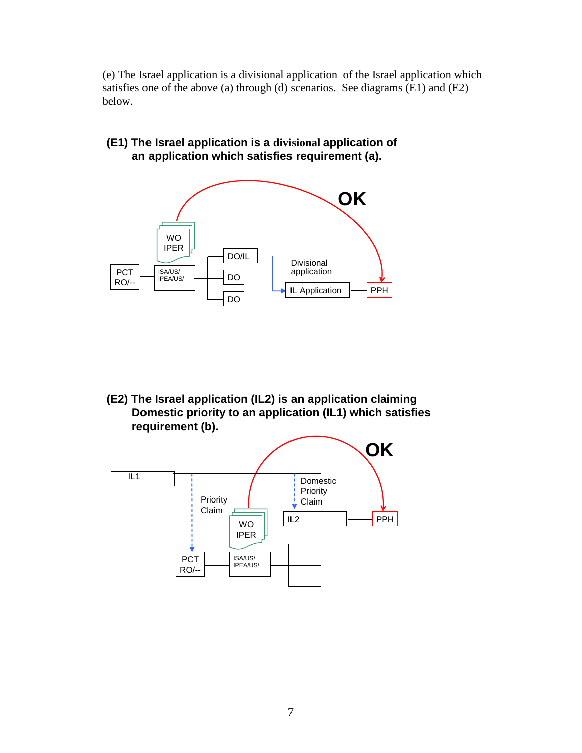(e) The Israel application is a divisional application of the Israel application which satisfies one of the above (a) through (d) scenarios. See diagrams (E1) and (E2) below.

**(E1) The Israel application is a divisional application of an application which satisfies requirement (a).**

OK

WO IPER

PCT RO/--

ISA/US/ IPEA/US/

DO/IL

DO

DO

Divisional application

IL Application

PPH

**(E2) The Israel application (IL2) is an application claiming Domestic priority to an application (IL1) which satisfies requirement (b).**

OK

IL1

Priority Claim

Domestic Priority Claim

WO IPER

IL2

PPH

PCT RO/--

ISA/US/ IPEA/US/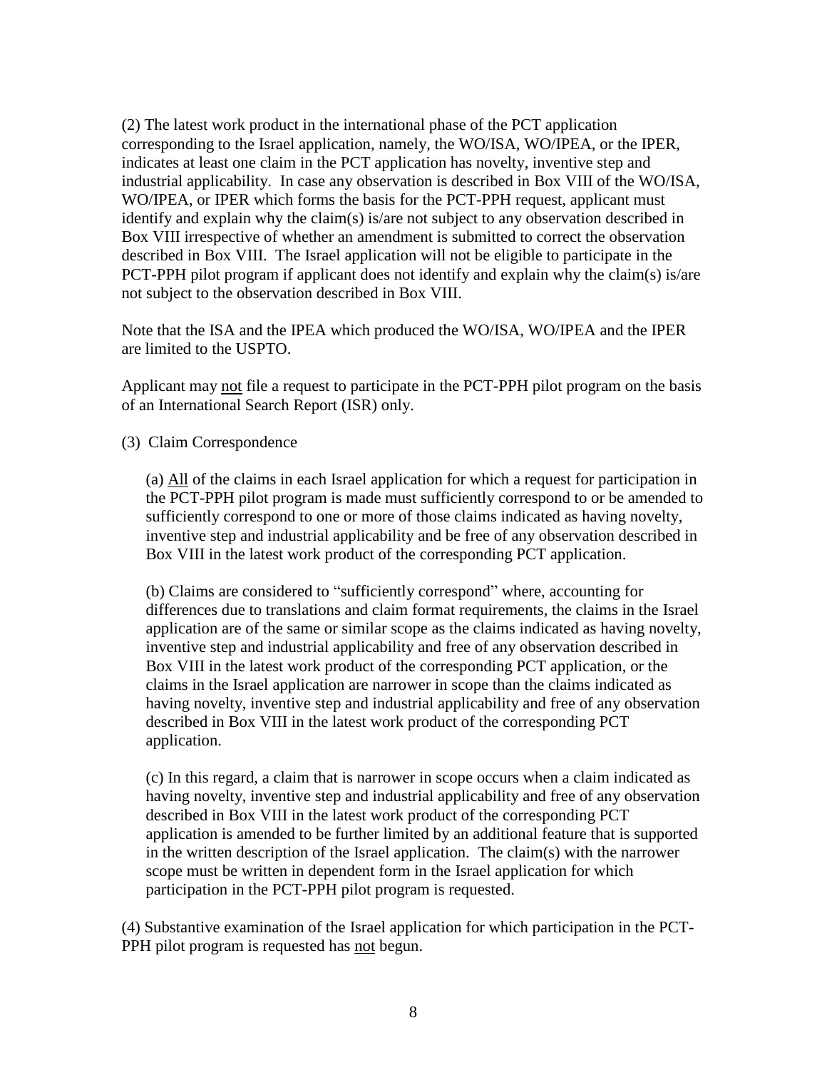(2) The latest work product in the international phase of the PCT application corresponding to the Israel application, namely, the WO/ISA, WO/IPEA, or the IPER, indicates at least one claim in the PCT application has novelty, inventive step and industrial applicability. In case any observation is described in Box VIII of the WO/ISA, WO/IPEA, or IPER which forms the basis for the PCT-PPH request, applicant must identify and explain why the claim(s) is/are not subject to any observation described in Box VIII irrespective of whether an amendment is submitted to correct the observation described in Box VIII. The Israel application will not be eligible to participate in the PCT-PPH pilot program if applicant does not identify and explain why the claim(s) is/are not subject to the observation described in Box VIII.

Note that the ISA and the IPEA which produced the WO/ISA, WO/IPEA and the IPER are limited to the USPTO.

Applicant may <u>not</u> file a request to participate in the PCT-PPH pilot program on the basis of an International Search Report (ISR) only.

(3) Claim Correspondence

(a) <u>All</u> of the claims in each Israel application for which a request for participation in the PCT-PPH pilot program is made must sufficiently correspond to or be amended to sufficiently correspond to one or more of those claims indicated as having novelty, inventive step and industrial applicability and be free of any observation described in Box VIII in the latest work product of the corresponding PCT application.

(b) Claims are considered to "sufficiently correspond" where, accounting for differences due to translations and claim format requirements, the claims in the Israel application are of the same or similar scope as the claims indicated as having novelty, inventive step and industrial applicability and free of any observation described in Box VIII in the latest work product of the corresponding PCT application, or the claims in the Israel application are narrower in scope than the claims indicated as having novelty, inventive step and industrial applicability and free of any observation described in Box VIII in the latest work product of the corresponding PCT application.

(c) In this regard, a claim that is narrower in scope occurs when a claim indicated as having novelty, inventive step and industrial applicability and free of any observation described in Box VIII in the latest work product of the corresponding PCT application is amended to be further limited by an additional feature that is supported in the written description of the Israel application. The claim(s) with the narrower scope must be written in dependent form in the Israel application for which participation in the PCT-PPH pilot program is requested.

(4) Substantive examination of the Israel application for which participation in the PCT-PPH pilot program is requested has <u>not</u> begun.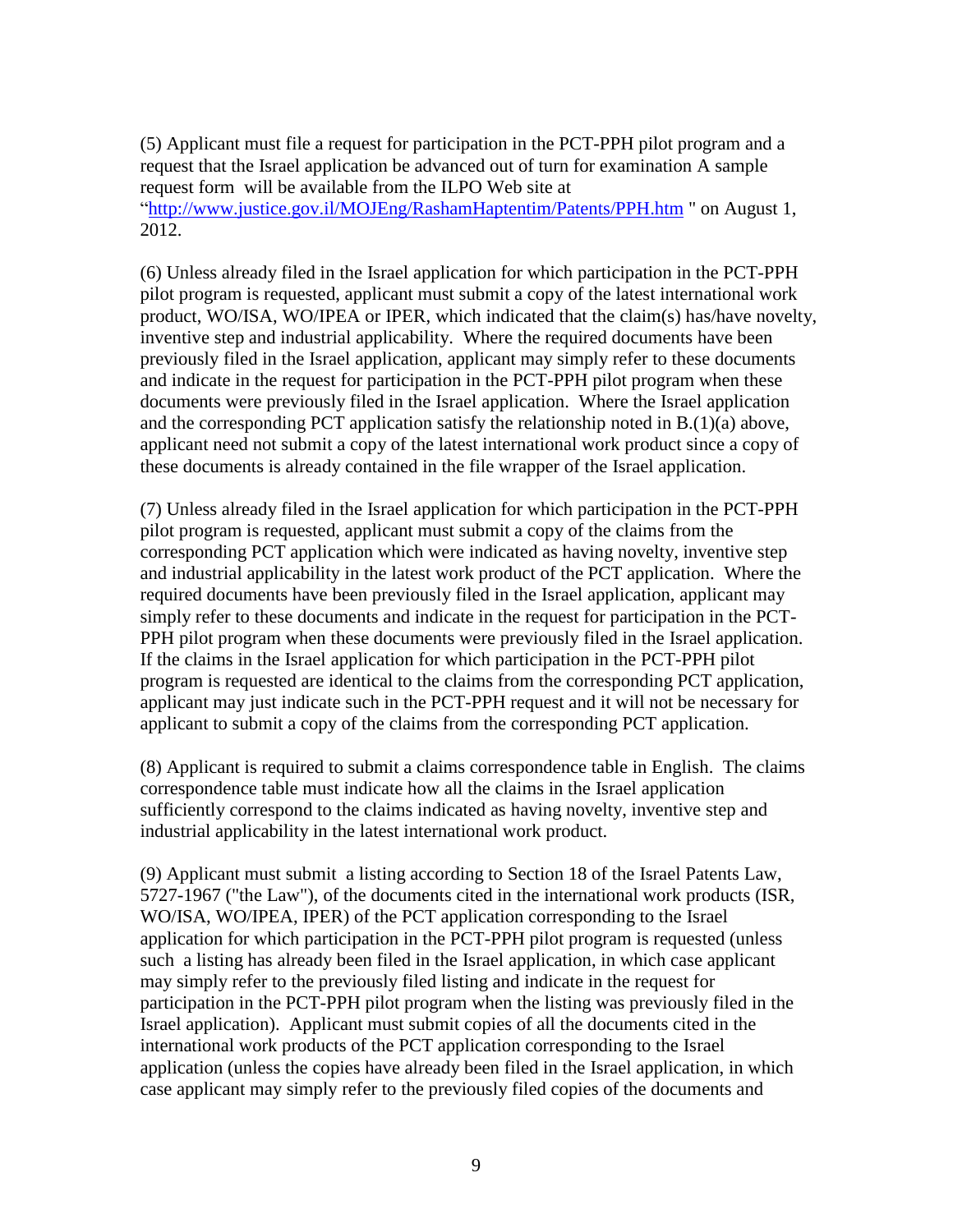(5) Applicant must file a request for participation in the PCT-PPH pilot program and a request that the Israel application be advanced out of turn for examination A sample request form will be available from the ILPO Web site at "[http://www.justice.gov.il/MOJEng/RashamHaptentim/Patents/PPH.htm](http://www.justice.gov.il/MOJEng/RashamHaptentim/Patents/PPH.htm) " on August 1, 2012.

(6) Unless already filed in the Israel application for which participation in the PCT-PPH pilot program is requested, applicant must submit a copy of the latest international work product, WO/ISA, WO/IPEA or IPER, which indicated that the claim(s) has/have novelty, inventive step and industrial applicability. Where the required documents have been previously filed in the Israel application, applicant may simply refer to these documents and indicate in the request for participation in the PCT-PPH pilot program when these documents were previously filed in the Israel application. Where the Israel application and the corresponding PCT application satisfy the relationship noted in B.(1)(a) above, applicant need not submit a copy of the latest international work product since a copy of these documents is already contained in the file wrapper of the Israel application.

(7) Unless already filed in the Israel application for which participation in the PCT-PPH pilot program is requested, applicant must submit a copy of the claims from the corresponding PCT application which were indicated as having novelty, inventive step and industrial applicability in the latest work product of the PCT application. Where the required documents have been previously filed in the Israel application, applicant may simply refer to these documents and indicate in the request for participation in the PCT-PPH pilot program when these documents were previously filed in the Israel application. If the claims in the Israel application for which participation in the PCT-PPH pilot program is requested are identical to the claims from the corresponding PCT application, applicant may just indicate such in the PCT-PPH request and it will not be necessary for applicant to submit a copy of the claims from the corresponding PCT application.

(8) Applicant is required to submit a claims correspondence table in English. The claims correspondence table must indicate how all the claims in the Israel application sufficiently correspond to the claims indicated as having novelty, inventive step and industrial applicability in the latest international work product.

(9) Applicant must submit a listing according to Section 18 of the Israel Patents Law, 5727-1967 ("the Law"), of the documents cited in the international work products (ISR, WO/ISA, WO/IPEA, IPER) of the PCT application corresponding to the Israel application for which participation in the PCT-PPH pilot program is requested (unless such a listing has already been filed in the Israel application, in which case applicant may simply refer to the previously filed listing and indicate in the request for participation in the PCT-PPH pilot program when the listing was previously filed in the Israel application). Applicant must submit copies of all the documents cited in the international work products of the PCT application corresponding to the Israel application (unless the copies have already been filed in the Israel application, in which case applicant may simply refer to the previously filed copies of the documents and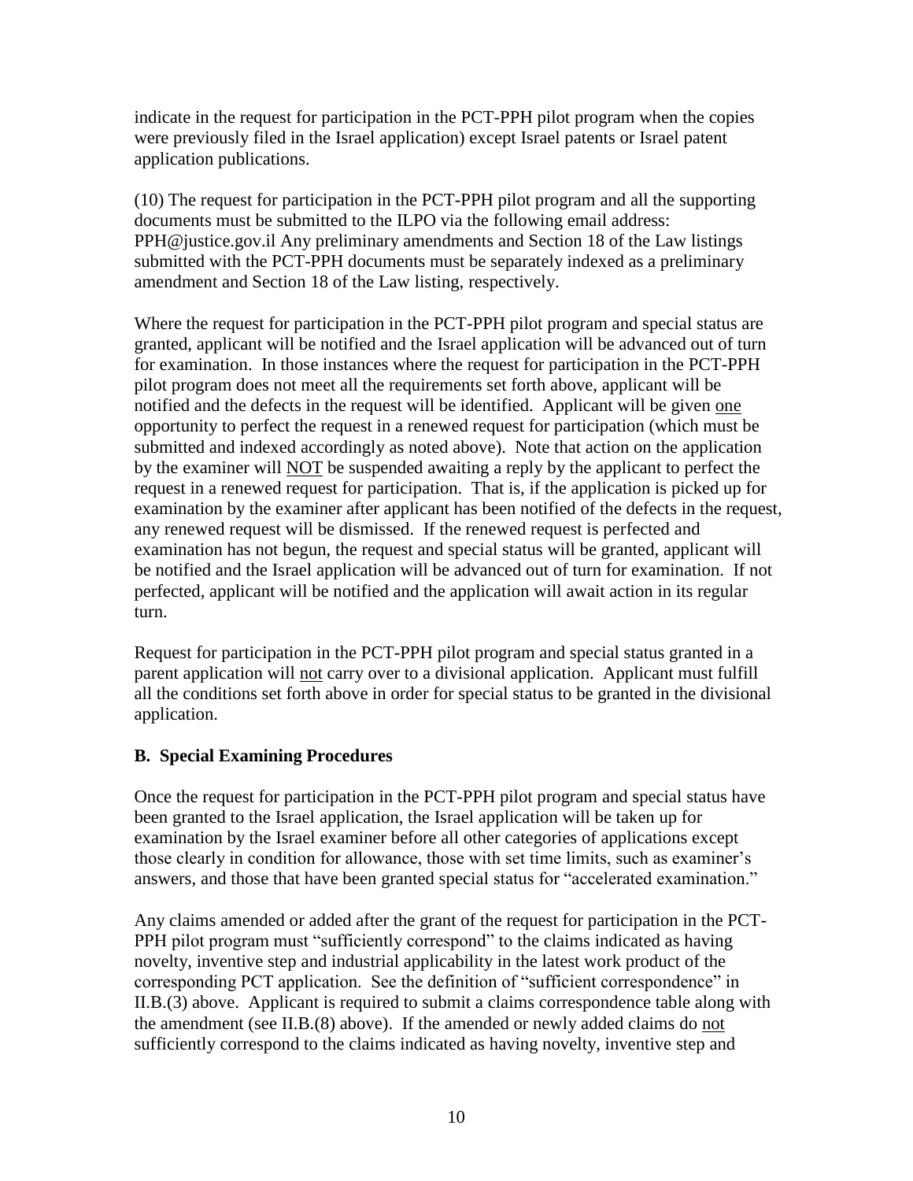indicate in the request for participation in the PCT-PPH pilot program when the copies were previously filed in the Israel application) except Israel patents or Israel patent application publications.

(10) The request for participation in the PCT-PPH pilot program and all the supporting documents must be submitted to the ILPO via the following email address: PPH@justice.gov.il Any preliminary amendments and Section 18 of the Law listings submitted with the PCT-PPH documents must be separately indexed as a preliminary amendment and Section 18 of the Law listing, respectively.

Where the request for participation in the PCT-PPH pilot program and special status are granted, applicant will be notified and the Israel application will be advanced out of turn for examination. In those instances where the request for participation in the PCT-PPH pilot program does not meet all the requirements set forth above, applicant will be notified and the defects in the request will be identified. Applicant will be given <u>one</u> opportunity to perfect the request in a renewed request for participation (which must be submitted and indexed accordingly as noted above). Note that action on the application by the examiner will <u>NOT</u> be suspended awaiting a reply by the applicant to perfect the request in a renewed request for participation. That is, if the application is picked up for examination by the examiner after applicant has been notified of the defects in the request, any renewed request will be dismissed. If the renewed request is perfected and examination has not begun, the request and special status will be granted, applicant will be notified and the Israel application will be advanced out of turn for examination. If not perfected, applicant will be notified and the application will await action in its regular turn.

Request for participation in the PCT-PPH pilot program and special status granted in a parent application will <u>not</u> carry over to a divisional application. Applicant must fulfill all the conditions set forth above in order for special status to be granted in the divisional application.

**B. Special Examining Procedures**

Once the request for participation in the PCT-PPH pilot program and special status have been granted to the Israel application, the Israel application will be taken up for examination by the Israel examiner before all other categories of applications except those clearly in condition for allowance, those with set time limits, such as examiner's answers, and those that have been granted special status for "accelerated examination."

Any claims amended or added after the grant of the request for participation in the PCT-PPH pilot program must "sufficiently correspond" to the claims indicated as having novelty, inventive step and industrial applicability in the latest work product of the corresponding PCT application. See the definition of "sufficient correspondence" in II.B.(3) above. Applicant is required to submit a claims correspondence table along with the amendment (see II.B.(8) above). If the amended or newly added claims do <u>not</u> sufficiently correspond to the claims indicated as having novelty, inventive step and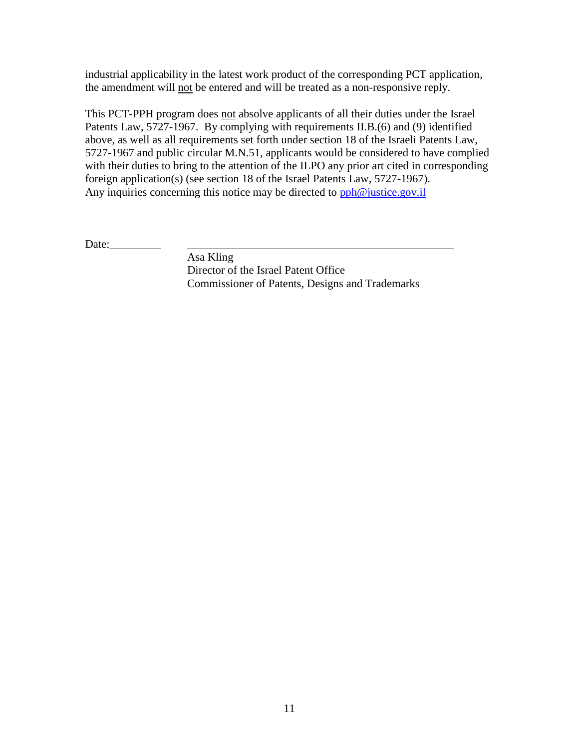industrial applicability in the latest work product of the corresponding PCT application, the amendment will not be entered and will be treated as a non-responsive reply.

This PCT-PPH program does not absolve applicants of all their duties under the Israel Patents Law, 5727-1967. By complying with requirements II.B.(6) and (9) identified above, as well as all requirements set forth under section 18 of the Israeli Patents Law, 5727-1967 and public circular M.N.51, applicants would be considered to have complied with their duties to bring to the attention of the ILPO any prior art cited in corresponding foreign application(s) (see section 18 of the Israel Patents Law, 5727-1967).
Any inquiries concerning this notice may be directed to pph@justice.gov.il

Date:_________ _______________________________________________

Asa Kling
Director of the Israel Patent Office
Commissioner of Patents, Designs and Trademarks